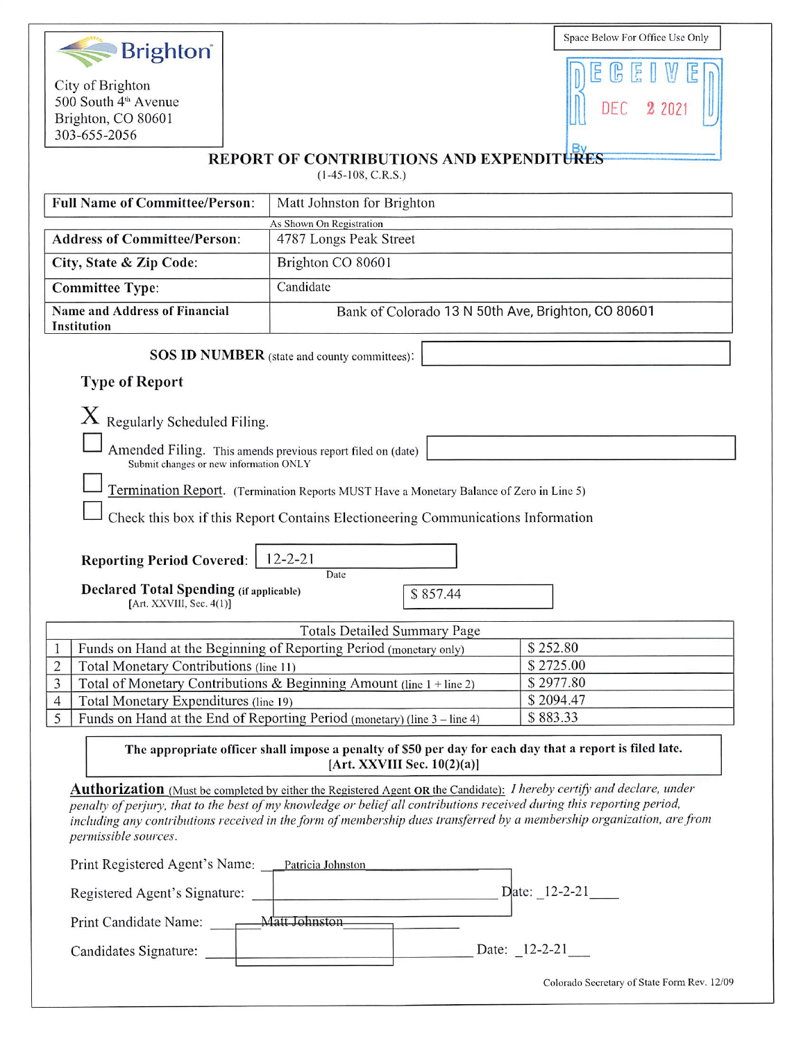Brighton

City of Brighton
500 South 4th Avenue
Brighton, CO 80601
303-655-2056

Space Below For Office Use Only

RECEIVED
DEC 2 2021
By

# REPORT OF CONTRIBUTIONS AND EXPENDITURES

(1-45-108, C.R.S.)

| | |
|---|---|
| **Full Name of Committee/Person:** | Matt Johnston for Brighton |
| | As Shown On Registration |
| **Address of Committee/Person:** | 4787 Longs Peak Street |
| **City, State & Zip Code:** | Brighton CO 80601 |
| **Committee Type:** | Candidate |
| **Name and Address of Financial Institution** | Bank of Colorado 13 N 50th Ave, Brighton, CO 80601 |

**SOS ID NUMBER** (state and county committees):

## Type of Report

X Regularly Scheduled Filing.

☐ Amended Filing. This amends previous report filed on (date)
Submit changes or new information ONLY

☐ Termination Report. (Termination Reports MUST Have a Monetary Balance of Zero in Line 5)

☐ Check this box if this Report Contains Electioneering Communications Information

**Reporting Period Covered:** 12-2-21
Date

**Declared Total Spending (if applicable)** [Art. XXVIII, Sec. 4(1)]: $ 857.44

| | Totals Detailed Summary Page | |
|---|---|---|
| 1 | Funds on Hand at the Beginning of Reporting Period (monetary only) | $ 252.80 |
| 2 | Total Monetary Contributions (line 11) | $ 2725.00 |
| 3 | Total of Monetary Contributions & Beginning Amount (line 1 + line 2) | $ 2977.80 |
| 4 | Total Monetary Expenditures (line 19) | $ 2094.47 |
| 5 | Funds on Hand at the End of Reporting Period (monetary) (line 3 – line 4) | $ 883.33 |

**The appropriate officer shall impose a penalty of $50 per day for each day that a report is filed late. [Art. XXVIII Sec. 10(2)(a)]**

**Authorization** (Must be completed by either the Registered Agent OR the Candidate): *I hereby certify and declare, under penalty of perjury, that to the best of my knowledge or belief all contributions received during this reporting period, including any contributions received in the form of membership dues transferred by a membership organization, are from permissible sources.*

Print Registered Agent's Name: Patricia Johnston

Registered Agent's Signature: ____________ Date: 12-2-21

Print Candidate Name: Matt Johnston

Candidates Signature: ____________ Date: 12-2-21

Colorado Secretary of State Form Rev. 12/09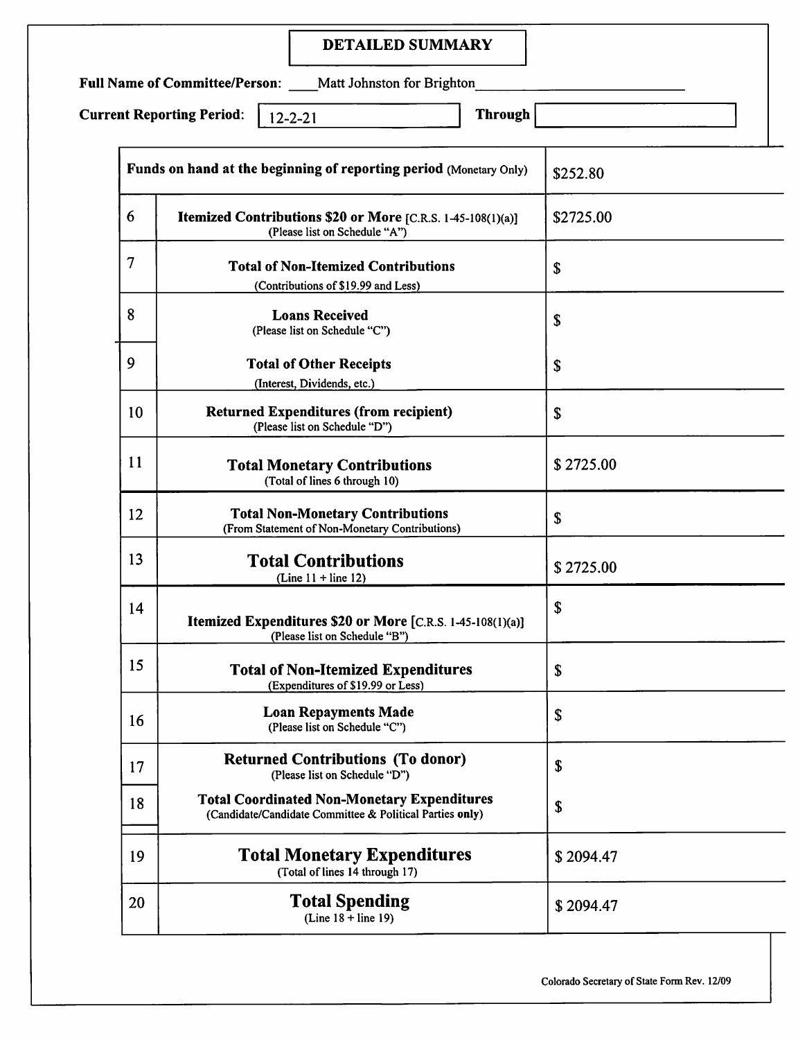# DETAILED SUMMARY

**Full Name of Committee/Person:** Matt Johnston for Brighton

**Current Reporting Period:** 12-2-21 **Through**

| | | |
|---|---|---|
| **Funds on hand at the beginning of reporting period** (Monetary Only) | | $252.80 |
| 6 | **Itemized Contributions $20 or More** [C.R.S. 1-45-108(1)(a)] (Please list on Schedule "A") | $2725.00 |
| 7 | **Total of Non-Itemized Contributions** (Contributions of $19.99 and Less) | $ |
| 8 | **Loans Received** (Please list on Schedule "C") | $ |
| 9 | **Total of Other Receipts** (Interest, Dividends, etc.) | $ |
| 10 | **Returned Expenditures (from recipient)** (Please list on Schedule "D") | $ |
| 11 | **Total Monetary Contributions** (Total of lines 6 through 10) | $ 2725.00 |
| 12 | **Total Non-Monetary Contributions** (From Statement of Non-Monetary Contributions) | $ |
| 13 | **Total Contributions** (Line 11 + line 12) | $ 2725.00 |
| 14 | **Itemized Expenditures $20 or More** [C.R.S. 1-45-108(1)(a)] (Please list on Schedule "B") | $ |
| 15 | **Total of Non-Itemized Expenditures** (Expenditures of $19.99 or Less) | $ |
| 16 | **Loan Repayments Made** (Please list on Schedule "C") | $ |
| 17 | **Returned Contributions (To donor)** (Please list on Schedule "D") | $ |
| 18 | **Total Coordinated Non-Monetary Expenditures** (Candidate/Candidate Committee & Political Parties **only**) | $ |
| 19 | **Total Monetary Expenditures** (Total of lines 14 through 17) | $ 2094.47 |
| 20 | **Total Spending** (Line 18 + line 19) | $ 2094.47 |

Colorado Secretary of State Form Rev. 12/09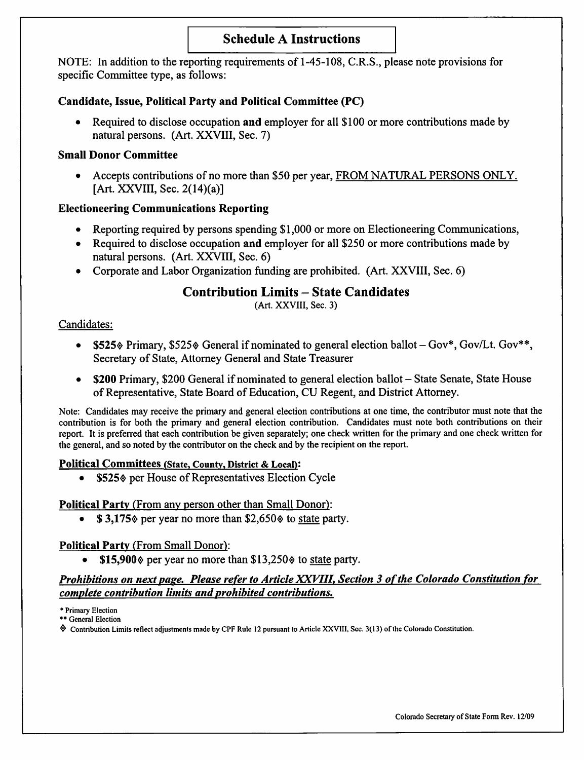## Schedule A Instructions

NOTE: In addition to the reporting requirements of 1-45-108, C.R.S., please note provisions for specific Committee type, as follows:

### Candidate, Issue, Political Party and Political Committee (PC)

- Required to disclose occupation **and** employer for all $100 or more contributions made by natural persons. (Art. XXVIII, Sec. 7)

### Small Donor Committee

- Accepts contributions of no more than $50 per year, <u>FROM NATURAL PERSONS ONLY.</u> [Art. XXVIII, Sec. 2(14)(a)]

### Electioneering Communications Reporting

- Reporting required by persons spending $1,000 or more on Electioneering Communications,
- Required to disclose occupation **and** employer for all $250 or more contributions made by natural persons. (Art. XXVIII, Sec. 6)
- Corporate and Labor Organization funding are prohibited. (Art. XXVIII, Sec. 6)

## Contribution Limits – State Candidates

(Art. XXVIII, Sec. 3)

<u>Candidates:</u>

- **$525◊** Primary, $525◊ General if nominated to general election ballot – Gov*, Gov/Lt. Gov**, Secretary of State, Attorney General and State Treasurer
- **$200** Primary, $200 General if nominated to general election ballot – State Senate, State House of Representative, State Board of Education, CU Regent, and District Attorney.

Note: Candidates may receive the primary and general election contributions at one time, the contributor must note that the contribution is for both the primary and general election contribution. Candidates must note both contributions on their report. It is preferred that each contribution be given separately; one check written for the primary and one check written for the general, and so noted by the contributor on the check and by the recipient on the report.

**<u>Political Committees (State, County, District & Local):</u>**

- **$525◊** per House of Representatives Election Cycle

**<u>Political Party</u>** <u>(From any person other than Small Donor):</u>

- **$ 3,175◊** per year no more than $2,650◊ to <u>state</u> party.

**<u>Political Party</u>** <u>(From Small Donor):</u>

- **$15,900◊** per year no more than $13,250◊ to <u>state</u> party.

***<u>Prohibitions on next page. Please refer to Article XXVIII, Section 3 of the Colorado Constitution for complete contribution limits and prohibited contributions.</u>***

\* Primary Election
** General Election
◊ Contribution Limits reflect adjustments made by CPF Rule 12 pursuant to Article XXVIII, Sec. 3(13) of the Colorado Constitution.

Colorado Secretary of State Form Rev. 12/09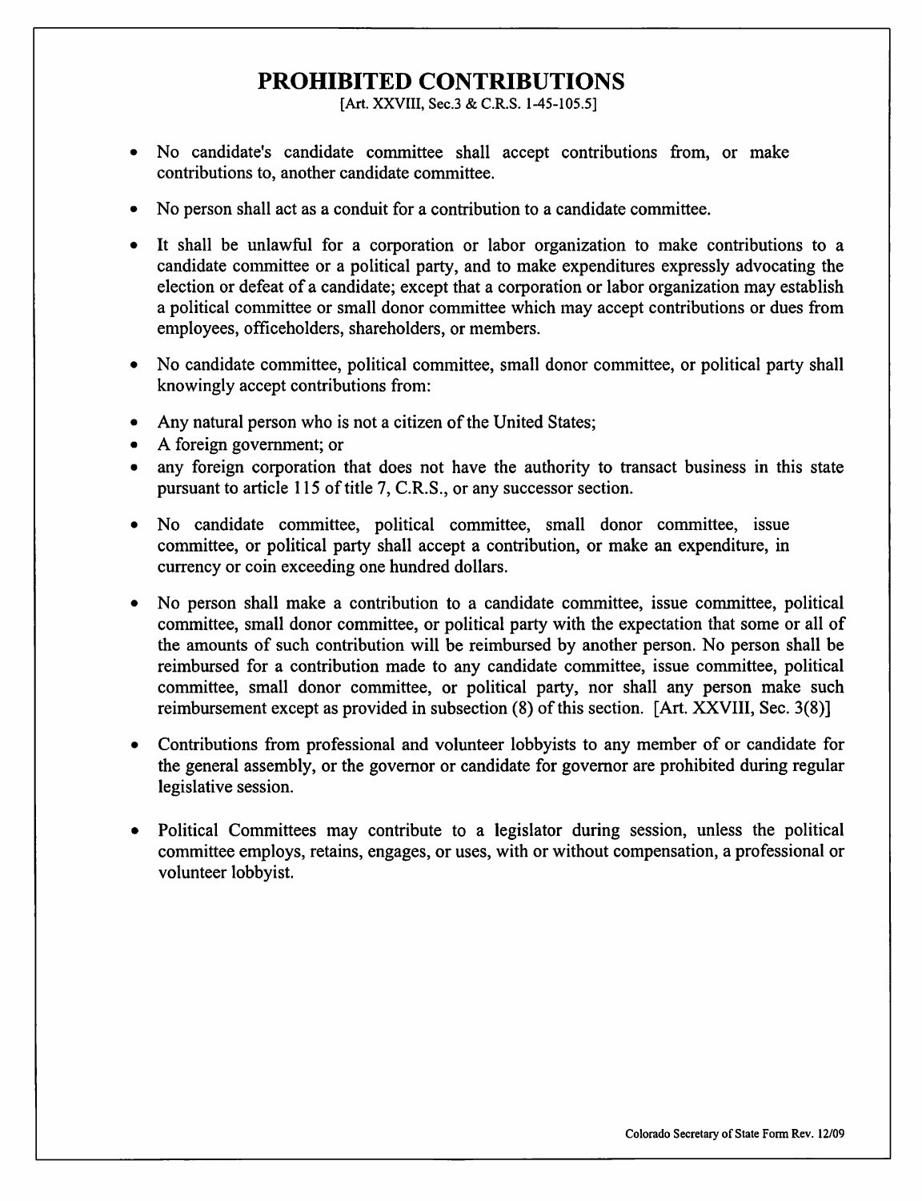# PROHIBITED CONTRIBUTIONS

[Art. XXVIII, Sec.3 & C.R.S. 1-45-105.5]

- No candidate's candidate committee shall accept contributions from, or make contributions to, another candidate committee.
- No person shall act as a conduit for a contribution to a candidate committee.
- It shall be unlawful for a corporation or labor organization to make contributions to a candidate committee or a political party, and to make expenditures expressly advocating the election or defeat of a candidate; except that a corporation or labor organization may establish a political committee or small donor committee which may accept contributions or dues from employees, officeholders, shareholders, or members.
- No candidate committee, political committee, small donor committee, or political party shall knowingly accept contributions from:
- Any natural person who is not a citizen of the United States;
- A foreign government; or
- any foreign corporation that does not have the authority to transact business in this state pursuant to article 115 of title 7, C.R.S., or any successor section.
- No candidate committee, political committee, small donor committee, issue committee, or political party shall accept a contribution, or make an expenditure, in currency or coin exceeding one hundred dollars.
- No person shall make a contribution to a candidate committee, issue committee, political committee, small donor committee, or political party with the expectation that some or all of the amounts of such contribution will be reimbursed by another person. No person shall be reimbursed for a contribution made to any candidate committee, issue committee, political committee, small donor committee, or political party, nor shall any person make such reimbursement except as provided in subsection (8) of this section. [Art. XXVIII, Sec. 3(8)]
- Contributions from professional and volunteer lobbyists to any member of or candidate for the general assembly, or the governor or candidate for governor are prohibited during regular legislative session.
- Political Committees may contribute to a legislator during session, unless the political committee employs, retains, engages, or uses, with or without compensation, a professional or volunteer lobbyist.

Colorado Secretary of State Form Rev. 12/09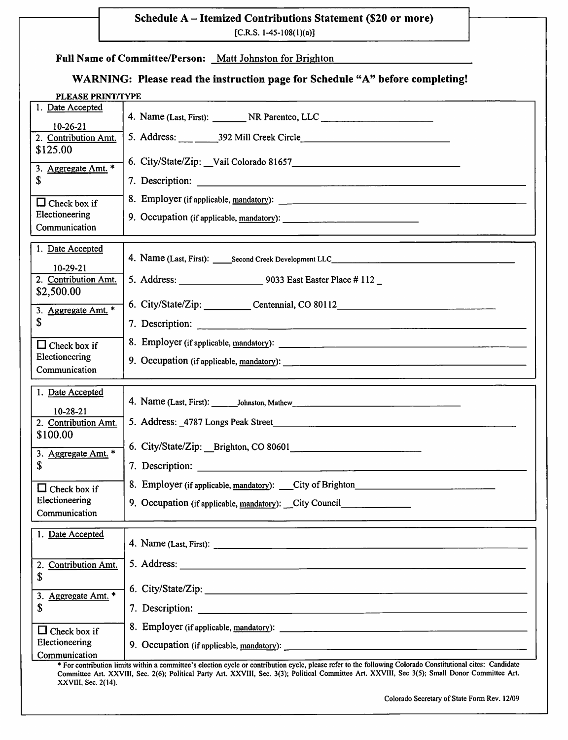# Schedule A – Itemized Contributions Statement ($20 or more)

[C.R.S. 1-45-108(1)(a)]

**Full Name of Committee/Person:** Matt Johnston for Brighton

**WARNING: Please read the instruction page for Schedule "A" before completing!**

**PLEASE PRINT/TYPE**

| | |
|---|---|
| 1. Date Accepted: 10-26-21 | 4. Name (Last, First): NR Parentco, LLC |
| 2. Contribution Amt.: $125.00 | 5. Address: 392 Mill Creek Circle |
| 3. Aggregate Amt. *: $ | 6. City/State/Zip: Vail Colorado 81657 |
| | 7. Description: |
| ☐ Check box if Electioneering Communication | 8. Employer (if applicable, mandatory): |
| | 9. Occupation (if applicable, mandatory): |

| | |
|---|---|
| 1. Date Accepted: 10-29-21 | 4. Name (Last, First): Second Creek Development LLC |
| 2. Contribution Amt.: $2,500.00 | 5. Address: 9033 East Easter Place # 112 |
| 3. Aggregate Amt. *: $ | 6. City/State/Zip: Centennial, CO 80112 |
| | 7. Description: |
| ☐ Check box if Electioneering Communication | 8. Employer (if applicable, mandatory): |
| | 9. Occupation (if applicable, mandatory): |

| | |
|---|---|
| 1. Date Accepted: 10-28-21 | 4. Name (Last, First): Johnston, Mathew |
| 2. Contribution Amt.: $100.00 | 5. Address: 4787 Longs Peak Street |
| 3. Aggregate Amt. *: $ | 6. City/State/Zip: Brighton, CO 80601 |
| | 7. Description: |
| ☐ Check box if Electioneering Communication | 8. Employer (if applicable, mandatory): City of Brighton |
| | 9. Occupation (if applicable, mandatory): City Council |

| | |
|---|---|
| 1. Date Accepted: | 4. Name (Last, First): |
| 2. Contribution Amt.: $ | 5. Address: |
| 3. Aggregate Amt. *: $ | 6. City/State/Zip: |
| | 7. Description: |
| ☐ Check box if Electioneering Communication | 8. Employer (if applicable, mandatory): |
| | 9. Occupation (if applicable, mandatory): |

* For contribution limits within a committee's election cycle or contribution cycle, please refer to the following Colorado Constitutional cites: Candidate Committee Art. XXVIII, Sec. 2(6); Political Party Art. XXVIII, Sec. 3(3); Political Committee Art. XXVIII, Sec 3(5); Small Donor Committee Art. XXVIII, Sec. 2(14).

Colorado Secretary of State Form Rev. 12/09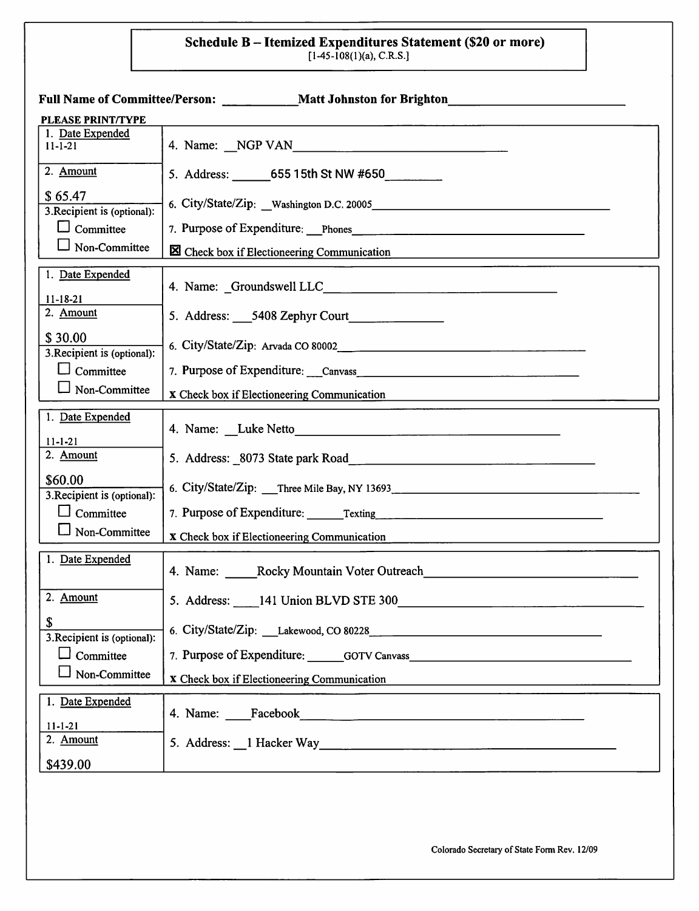## Schedule B – Itemized Expenditures Statement ($20 or more)

[1-45-108(1)(a), C.R.S.]

**Full Name of Committee/Person:** Matt Johnston for Brighton

**PLEASE PRINT/TYPE**

| | |
|---|---|
| 1. Date Expended: 11-1-21 | 4. Name: NGP VAN |
| 2. Amount: $ 65.47 | 5. Address: 655 15th St NW #650 |
| 3. Recipient is (optional): ☐ Committee ☐ Non-Committee | 6. City/State/Zip: Washington D.C. 20005 |
| | 7. Purpose of Expenditure: Phones |
| | ☒ Check box if Electioneering Communication |

| | |
|---|---|
| 1. Date Expended: 11-18-21 | 4. Name: Groundswell LLC |
| 2. Amount: $ 30.00 | 5. Address: 5408 Zephyr Court |
| 3. Recipient is (optional): ☐ Committee ☐ Non-Committee | 6. City/State/Zip: Arvada CO 80002 |
| | 7. Purpose of Expenditure: Canvass |
| | x Check box if Electioneering Communication |

| | |
|---|---|
| 1. Date Expended: 11-1-21 | 4. Name: Luke Netto |
| 2. Amount: $60.00 | 5. Address: 8073 State park Road |
| 3. Recipient is (optional): ☐ Committee ☐ Non-Committee | 6. City/State/Zip: Three Mile Bay, NY 13693 |
| | 7. Purpose of Expenditure: Texting |
| | x Check box if Electioneering Communication |

| | |
|---|---|
| 1. Date Expended: | 4. Name: Rocky Mountain Voter Outreach |
| 2. Amount: $ | 5. Address: 141 Union BLVD STE 300 |
| 3. Recipient is (optional): ☐ Committee ☐ Non-Committee | 6. City/State/Zip: Lakewood, CO 80228 |
| | 7. Purpose of Expenditure: GOTV Canvass |
| | x Check box if Electioneering Communication |

| | |
|---|---|
| 1. Date Expended: 11-1-21 | 4. Name: Facebook |
| 2. Amount: $439.00 | 5. Address: 1 Hacker Way |

Colorado Secretary of State Form Rev. 12/09